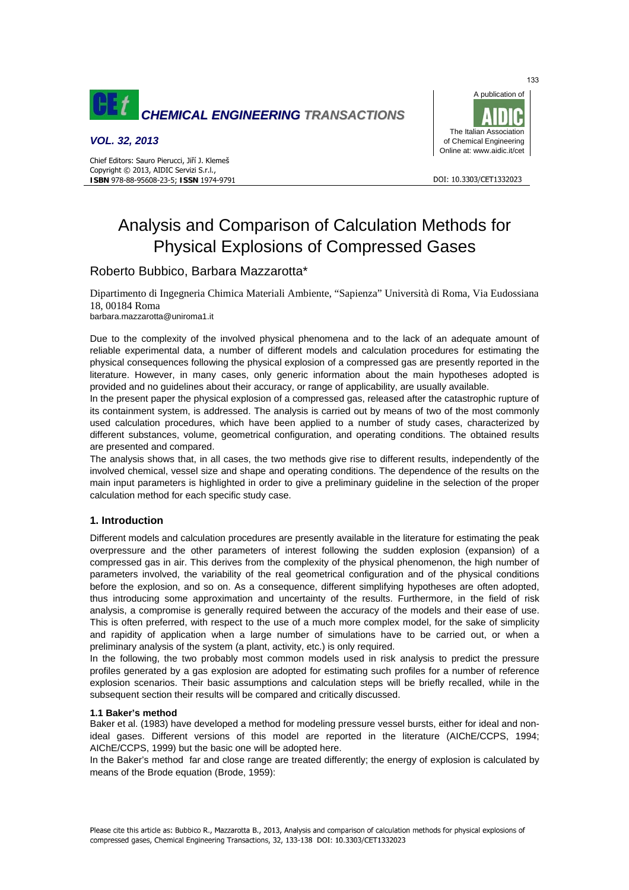# Analysis and Comparison of Calculation Methods for Physical Explosions of Compressed Gases

Roberto Bubbico, Barbara Mazzarotta*

Dipartimento di Ingegneria Chimica Materiali Ambiente, "Sapienza" Università di Roma, Via Eudossiana 18, 00184 Roma

barbara.mazzarotta@uniroma1.it

Due to the complexity of the involved physical phenomena and to the lack of an adequate amount of reliable experimental data, a number of different models and calculation procedures for estimating the physical consequences following the physical explosion of a compressed gas are presently reported in the literature. However, in many cases, only generic information about the main hypotheses adopted is provided and no guidelines about their accuracy, or range of applicability, are usually available.

In the present paper the physical explosion of a compressed gas, released after the catastrophic rupture of its containment system, is addressed. The analysis is carried out by means of two of the most commonly used calculation procedures, which have been applied to a number of study cases, characterized by different substances, volume, geometrical configuration, and operating conditions. The obtained results are presented and compared.

The analysis shows that, in all cases, the two methods give rise to different results, independently of the involved chemical, vessel size and shape and operating conditions. The dependence of the results on the main input parameters is highlighted in order to give a preliminary guideline in the selection of the proper calculation method for each specific study case.

## 1. Introduction

Different models and calculation procedures are presently available in the literature for estimating the peak overpressure and the other parameters of interest following the sudden explosion (expansion) of a compressed gas in air. This derives from the complexity of the physical phenomenon, the high number of parameters involved, the variability of the real geometrical configuration and of the physical conditions before the explosion, and so on. As a consequence, different simplifying hypotheses are often adopted, thus introducing some approximation and uncertainty of the results. Furthermore, in the field of risk analysis, a compromise is generally required between the accuracy of the models and their ease of use. This is often preferred, with respect to the use of a much more complex model, for the sake of simplicity and rapidity of application when a large number of simulations have to be carried out, or when a preliminary analysis of the system (a plant, activity, etc.) is only required.

In the following, the two probably most common models used in risk analysis to predict the pressure profiles generated by a gas explosion are adopted for estimating such profiles for a number of reference explosion scenarios. Their basic assumptions and calculation steps will be briefly recalled, while in the subsequent section their results will be compared and critically discussed.

### 1.1 Baker's method

Baker et al. (1983) have developed a method for modeling pressure vessel bursts, either for ideal and non-ideal gases. Different versions of this model are reported in the literature (AIChE/CCPS, 1994; AIChE/CCPS, 1999) but the basic one will be adopted here.

In the Baker's method far and close range are treated differently; the energy of explosion is calculated by means of the Brode equation (Brode, 1959):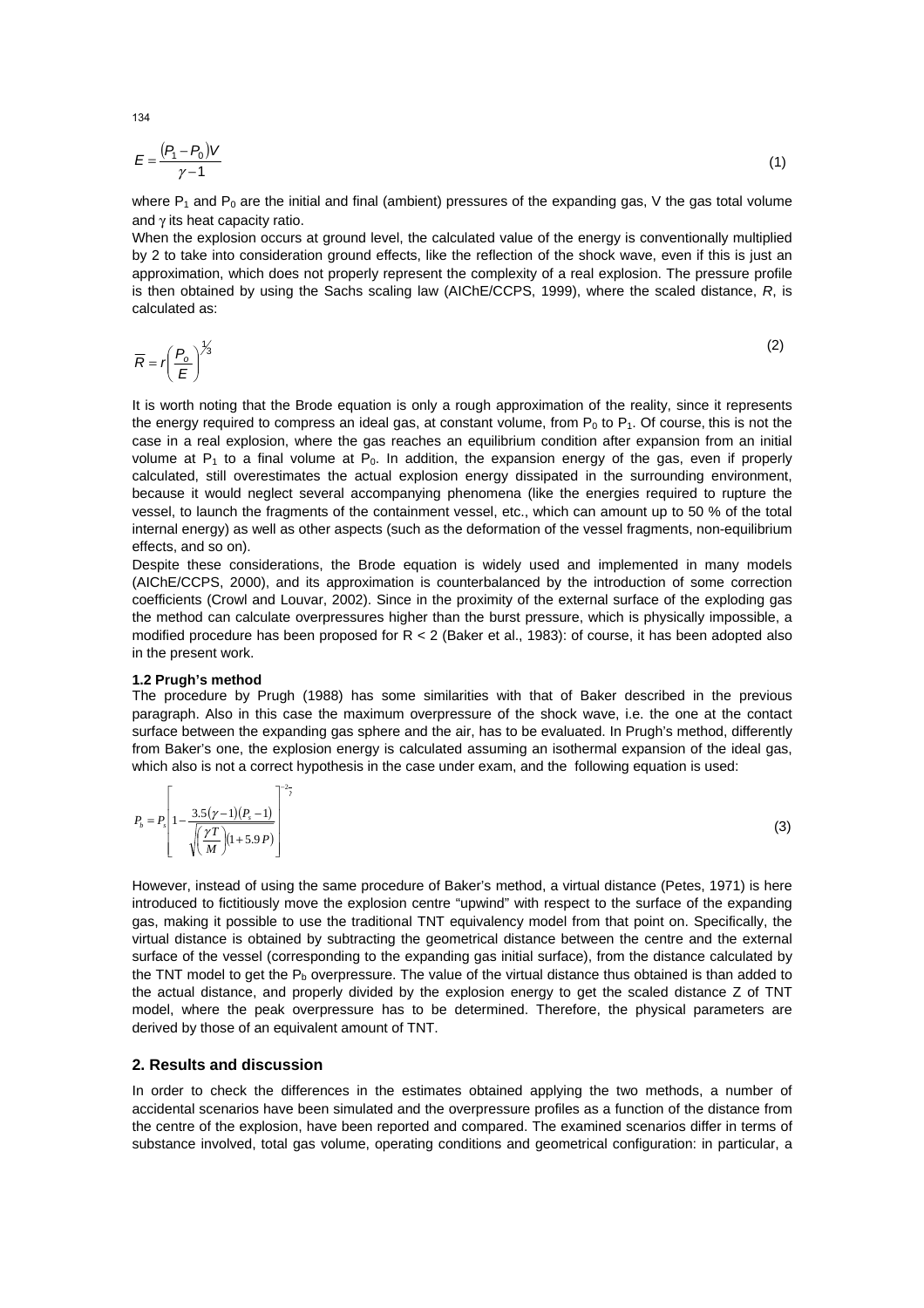$$E = \frac{(P_1 - P_0)V}{\gamma - 1} \tag{1}$$

where $P_1$ and $P_0$ are the initial and final (ambient) pressures of the expanding gas, V the gas total volume and $\gamma$ its heat capacity ratio.

When the explosion occurs at ground level, the calculated value of the energy is conventionally multiplied by 2 to take into consideration ground effects, like the reflection of the shock wave, even if this is just an approximation, which does not properly represent the complexity of a real explosion. The pressure profile is then obtained by using the Sachs scaling law (AIChE/CCPS, 1999), where the scaled distance, *R*, is calculated as:

$$\overline{R} = r\left(\frac{P_o}{E}\right)^{1/3} \tag{2}$$

It is worth noting that the Brode equation is only a rough approximation of the reality, since it represents the energy required to compress an ideal gas, at constant volume, from $P_0$ to $P_1$. Of course, this is not the case in a real explosion, where the gas reaches an equilibrium condition after expansion from an initial volume at $P_1$ to a final volume at $P_0$. In addition, the expansion energy of the gas, even if properly calculated, still overestimates the actual explosion energy dissipated in the surrounding environment, because it would neglect several accompanying phenomena (like the energies required to rupture the vessel, to launch the fragments of the containment vessel, etc., which can amount up to 50 % of the total internal energy) as well as other aspects (such as the deformation of the vessel fragments, non-equilibrium effects, and so on).

Despite these considerations, the Brode equation is widely used and implemented in many models (AIChE/CCPS, 2000), and its approximation is counterbalanced by the introduction of some correction coefficients (Crowl and Louvar, 2002). Since in the proximity of the external surface of the exploding gas the method can calculate overpressures higher than the burst pressure, which is physically impossible, a modified procedure has been proposed for R < 2 (Baker et al., 1983): of course, it has been adopted also in the present work.

### 1.2 Prugh's method

The procedure by Prugh (1988) has some similarities with that of Baker described in the previous paragraph. Also in this case the maximum overpressure of the shock wave, i.e. the one at the contact surface between the expanding gas sphere and the air, has to be evaluated. In Prugh's method, differently from Baker's one, the explosion energy is calculated assuming an isothermal expansion of the ideal gas, which also is not a correct hypothesis in the case under exam, and the following equation is used:

$$P_b = P_s\left[1 - \frac{3.5(\gamma-1)(P_s-1)}{\sqrt{\left(\frac{\gamma T}{M}\right)(1+5.9P)}}\right]^{-\frac{2\gamma}{\gamma}} \tag{3}$$

However, instead of using the same procedure of Baker's method, a virtual distance (Petes, 1971) is here introduced to fictitiously move the explosion centre "upwind" with respect to the surface of the expanding gas, making it possible to use the traditional TNT equivalency model from that point on. Specifically, the virtual distance is obtained by subtracting the geometrical distance between the centre and the external surface of the vessel (corresponding to the expanding gas initial surface), from the distance calculated by the TNT model to get the $P_b$ overpressure. The value of the virtual distance thus obtained is than added to the actual distance, and properly divided by the explosion energy to get the scaled distance Z of TNT model, where the peak overpressure has to be determined. Therefore, the physical parameters are derived by those of an equivalent amount of TNT.

## 2. Results and discussion

In order to check the differences in the estimates obtained applying the two methods, a number of accidental scenarios have been simulated and the overpressure profiles as a function of the distance from the centre of the explosion, have been reported and compared. The examined scenarios differ in terms of substance involved, total gas volume, operating conditions and geometrical configuration: in particular, a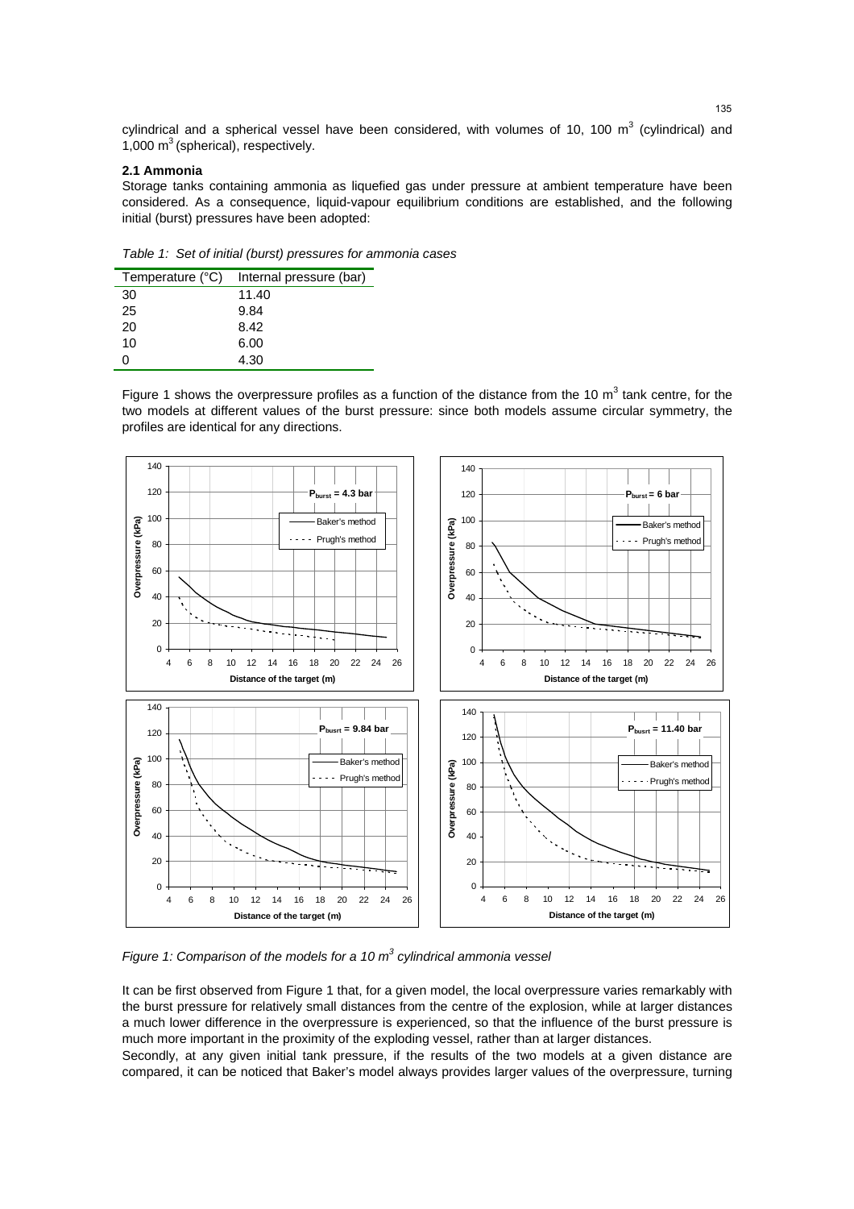cylindrical and a spherical vessel have been considered, with volumes of 10, 100 $m^3$ (cylindrical) and 1,000 $m^3$ (spherical), respectively.

### 2.1 Ammonia

Storage tanks containing ammonia as liquefied gas under pressure at ambient temperature have been considered. As a consequence, liquid-vapour equilibrium conditions are established, and the following initial (burst) pressures have been adopted:

*Table 1: Set of initial (burst) pressures for ammonia cases*

| Temperature (°C) | Internal pressure (bar) |
|---|---|
| 30 | 11.40 |
| 25 | 9.84 |
| 20 | 8.42 |
| 10 | 6.00 |
| 0 | 4.30 |

Figure 1 shows the overpressure profiles as a function of the distance from the 10 $m^3$ tank centre, for the two models at different values of the burst pressure: since both models assume circular symmetry, the profiles are identical for any directions.

*Figure 1: Comparison of the models for a 10 $m^3$ cylindrical ammonia vessel*

It can be first observed from Figure 1 that, for a given model, the local overpressure varies remarkably with the burst pressure for relatively small distances from the centre of the explosion, while at larger distances a much lower difference in the overpressure is experienced, so that the influence of the burst pressure is much more important in the proximity of the exploding vessel, rather than at larger distances.

Secondly, at any given initial tank pressure, if the results of the two models at a given distance are compared, it can be noticed that Baker's model always provides larger values of the overpressure, turning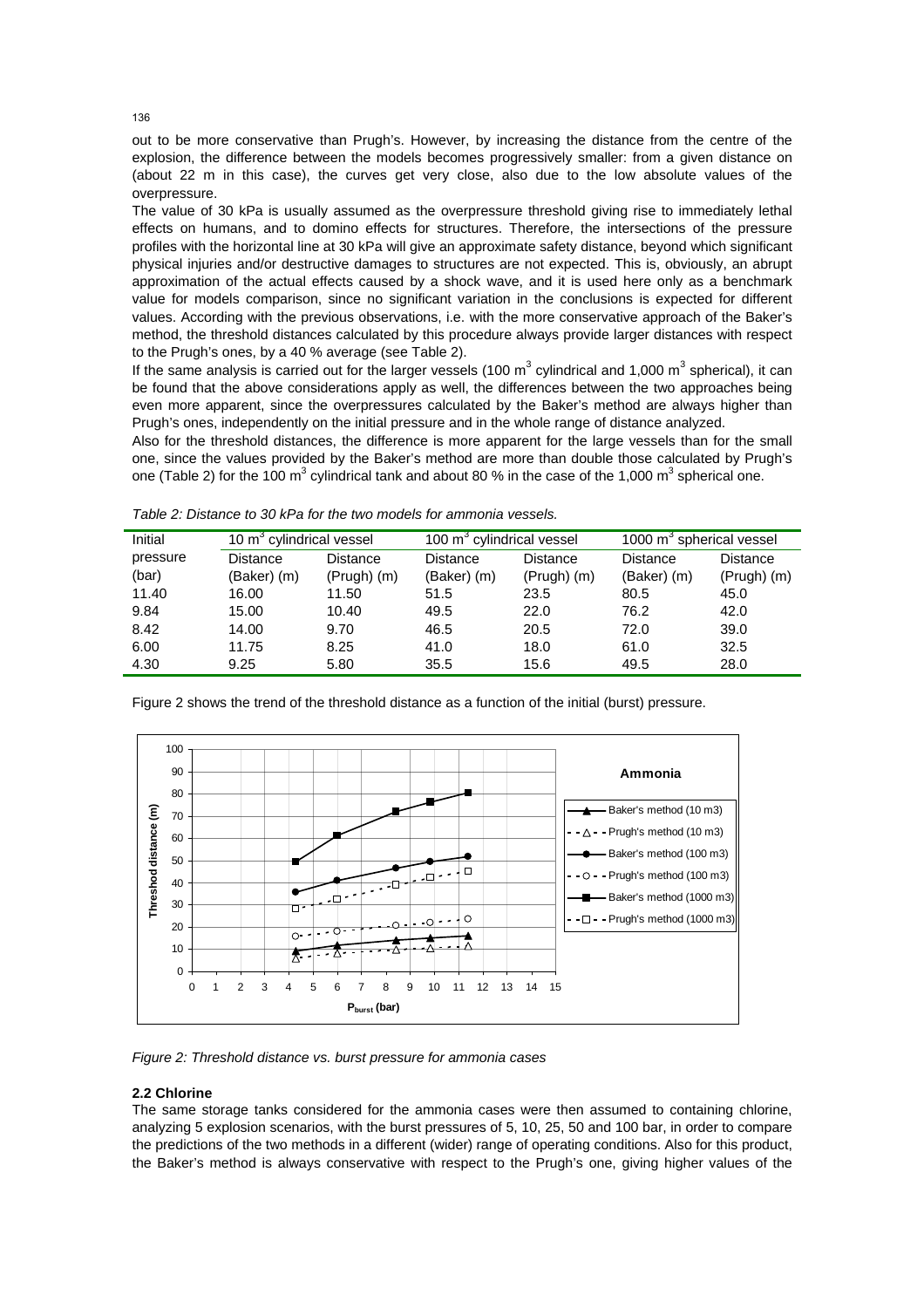out to be more conservative than Prugh's. However, by increasing the distance from the centre of the explosion, the difference between the models becomes progressively smaller: from a given distance on (about 22 m in this case), the curves get very close, also due to the low absolute values of the overpressure.

The value of 30 kPa is usually assumed as the overpressure threshold giving rise to immediately lethal effects on humans, and to domino effects for structures. Therefore, the intersections of the pressure profiles with the horizontal line at 30 kPa will give an approximate safety distance, beyond which significant physical injuries and/or destructive damages to structures are not expected. This is, obviously, an abrupt approximation of the actual effects caused by a shock wave, and it is used here only as a benchmark value for models comparison, since no significant variation in the conclusions is expected for different values. According with the previous observations, i.e. with the more conservative approach of the Baker's method, the threshold distances calculated by this procedure always provide larger distances with respect to the Prugh's ones, by a 40 % average (see Table 2).

If the same analysis is carried out for the larger vessels (100 $m^3$ cylindrical and 1,000 $m^3$ spherical), it can be found that the above considerations apply as well, the differences between the two approaches being even more apparent, since the overpressures calculated by the Baker's method are always higher than Prugh's ones, independently on the initial pressure and in the whole range of distance analyzed.

Also for the threshold distances, the difference is more apparent for the large vessels than for the small one, since the values provided by the Baker's method are more than double those calculated by Prugh's one (Table 2) for the 100 $m^3$ cylindrical tank and about 80 % in the case of the 1,000 $m^3$ spherical one.

*Table 2: Distance to 30 kPa for the two models for ammonia vessels.*

| Initial pressure (bar) | 10 $m^3$ cylindrical vessel | | 100 $m^3$ cylindrical vessel | | 1000 $m^3$ spherical vessel | |
|---|---|---|---|---|---|---|
| | Distance (Baker) (m) | Distance (Prugh) (m) | Distance (Baker) (m) | Distance (Prugh) (m) | Distance (Baker) (m) | Distance (Prugh) (m) |
| 11.40 | 16.00 | 11.50 | 51.5 | 23.5 | 80.5 | 45.0 |
| 9.84 | 15.00 | 10.40 | 49.5 | 22.0 | 76.2 | 42.0 |
| 8.42 | 14.00 | 9.70 | 46.5 | 20.5 | 72.0 | 39.0 |
| 6.00 | 11.75 | 8.25 | 41.0 | 18.0 | 61.0 | 32.5 |
| 4.30 | 9.25 | 5.80 | 35.5 | 15.6 | 49.5 | 28.0 |

Figure 2 shows the trend of the threshold distance as a function of the initial (burst) pressure.

*Figure 2: Threshold distance vs. burst pressure for ammonia cases*

## 2.2 Chlorine

The same storage tanks considered for the ammonia cases were then assumed to containing chlorine, analyzing 5 explosion scenarios, with the burst pressures of 5, 10, 25, 50 and 100 bar, in order to compare the predictions of the two methods in a different (wider) range of operating conditions. Also for this product, the Baker's method is always conservative with respect to the Prugh's one, giving higher values of the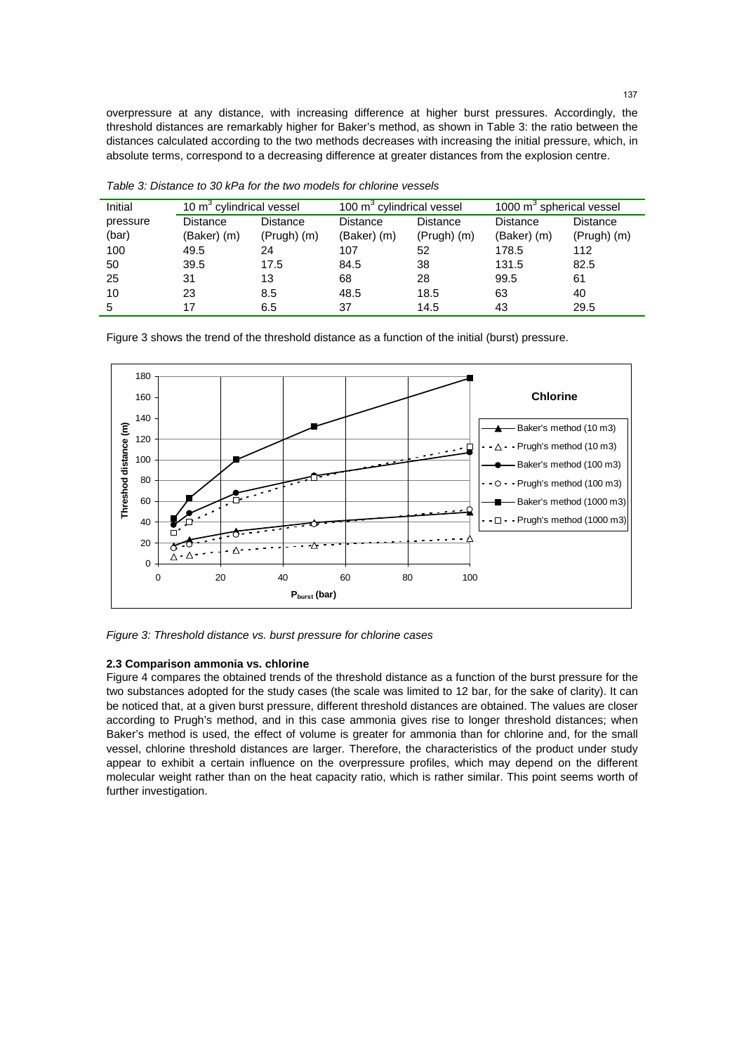overpressure at any distance, with increasing difference at higher burst pressures. Accordingly, the threshold distances are remarkably higher for Baker's method, as shown in Table 3: the ratio between the distances calculated according to the two methods decreases with increasing the initial pressure, which, in absolute terms, correspond to a decreasing difference at greater distances from the explosion centre.

*Table 3: Distance to 30 kPa for the two models for chlorine vessels*

| Initial pressure (bar) | 10 $m^3$ cylindrical vessel | | 100 $m^3$ cylindrical vessel | | 1000 $m^3$ spherical vessel | |
|---|---|---|---|---|---|---|
| | Distance (Baker) (m) | Distance (Prugh) (m) | Distance (Baker) (m) | Distance (Prugh) (m) | Distance (Baker) (m) | Distance (Prugh) (m) |
| 100 | 49.5 | 24 | 107 | 52 | 178.5 | 112 |
| 50 | 39.5 | 17.5 | 84.5 | 38 | 131.5 | 82.5 |
| 25 | 31 | 13 | 68 | 28 | 99.5 | 61 |
| 10 | 23 | 8.5 | 48.5 | 18.5 | 63 | 40 |
| 5 | 17 | 6.5 | 37 | 14.5 | 43 | 29.5 |

Figure 3 shows the trend of the threshold distance as a function of the initial (burst) pressure.

*Figure 3: Threshold distance vs. burst pressure for chlorine cases*

### 2.3 Comparison ammonia vs. chlorine

Figure 4 compares the obtained trends of the threshold distance as a function of the burst pressure for the two substances adopted for the study cases (the scale was limited to 12 bar, for the sake of clarity). It can be noticed that, at a given burst pressure, different threshold distances are obtained. The values are closer according to Prugh's method, and in this case ammonia gives rise to longer threshold distances; when Baker's method is used, the effect of volume is greater for ammonia than for chlorine and, for the small vessel, chlorine threshold distances are larger. Therefore, the characteristics of the product under study appear to exhibit a certain influence on the overpressure profiles, which may depend on the different molecular weight rather than on the heat capacity ratio, which is rather similar. This point seems worth of further investigation.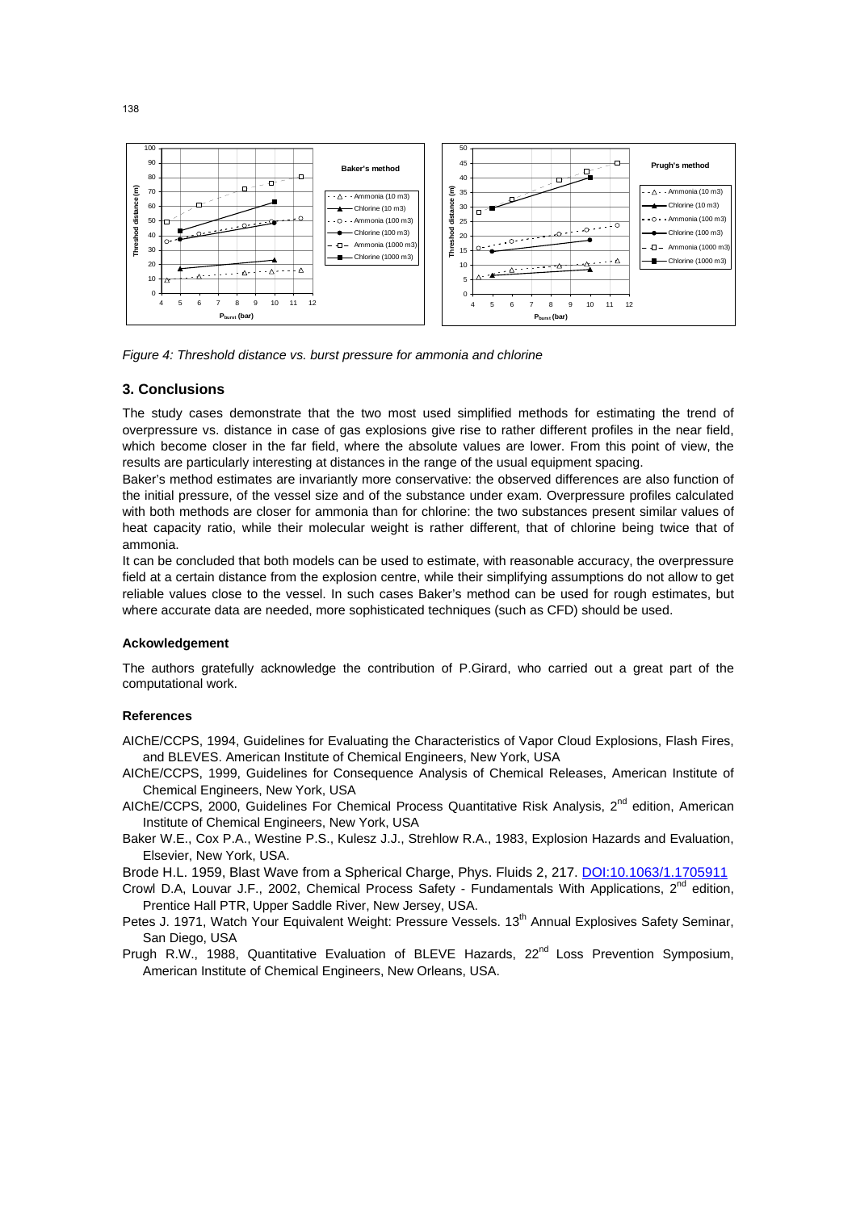Baker's method

Threshold distance (m)

100
90
80
70
60
50
40
30
20
10
0

4 5 6 7 8 9 10 11 12

$P_{burst}$ (bar)

Ammonia (10 m3)
Chlorine (10 m3)
Ammonia (100 m3)
Chlorine (100 m3)
Ammonia (1000 m3)
Chlorine (1000 m3)

Prugh's method

Threshold distance (m)

50
45
40
35
30
25
20
15
10
5
0

4 5 6 7 8 9 10 11 12

$P_{burst}$ (bar)

Ammonia (10 m3)
Chlorine (10 m3)
Ammonia (100 m3)
Chlorine (100 m3)
Ammonia (1000 m3)
Chlorine (1000 m3)

*Figure 4: Threshold distance vs. burst pressure for ammonia and chlorine*

## 3. Conclusions

The study cases demonstrate that the two most used simplified methods for estimating the trend of overpressure vs. distance in case of gas explosions give rise to rather different profiles in the near field, which become closer in the far field, where the absolute values are lower. From this point of view, the results are particularly interesting at distances in the range of the usual equipment spacing.

Baker's method estimates are invariantly more conservative: the observed differences are also function of the initial pressure, of the vessel size and of the substance under exam. Overpressure profiles calculated with both methods are closer for ammonia than for chlorine: the two substances present similar values of heat capacity ratio, while their molecular weight is rather different, that of chlorine being twice that of ammonia.

It can be concluded that both models can be used to estimate, with reasonable accuracy, the overpressure field at a certain distance from the explosion centre, while their simplifying assumptions do not allow to get reliable values close to the vessel. In such cases Baker's method can be used for rough estimates, but where accurate data are needed, more sophisticated techniques (such as CFD) should be used.

#### Ackowledgement

The authors gratefully acknowledge the contribution of P.Girard, who carried out a great part of the computational work.

#### References

AIChE/CCPS, 1994, Guidelines for Evaluating the Characteristics of Vapor Cloud Explosions, Flash Fires, and BLEVES. American Institute of Chemical Engineers, New York, USA

AIChE/CCPS, 1999, Guidelines for Consequence Analysis of Chemical Releases, American Institute of Chemical Engineers, New York, USA

AIChE/CCPS, 2000, Guidelines For Chemical Process Quantitative Risk Analysis, 2nd edition, American Institute of Chemical Engineers, New York, USA

Baker W.E., Cox P.A., Westine P.S., Kulesz J.J., Strehlow R.A., 1983, Explosion Hazards and Evaluation, Elsevier, New York, USA.

Brode H.L. 1959, Blast Wave from a Spherical Charge, Phys. Fluids 2, 217. DOI:10.1063/1.1705911

Crowl D.A, Louvar J.F., 2002, Chemical Process Safety - Fundamentals With Applications, 2nd edition, Prentice Hall PTR, Upper Saddle River, New Jersey, USA.

Petes J. 1971, Watch Your Equivalent Weight: Pressure Vessels. 13th Annual Explosives Safety Seminar, San Diego, USA

Prugh R.W., 1988, Quantitative Evaluation of BLEVE Hazards, 22nd Loss Prevention Symposium, American Institute of Chemical Engineers, New Orleans, USA.